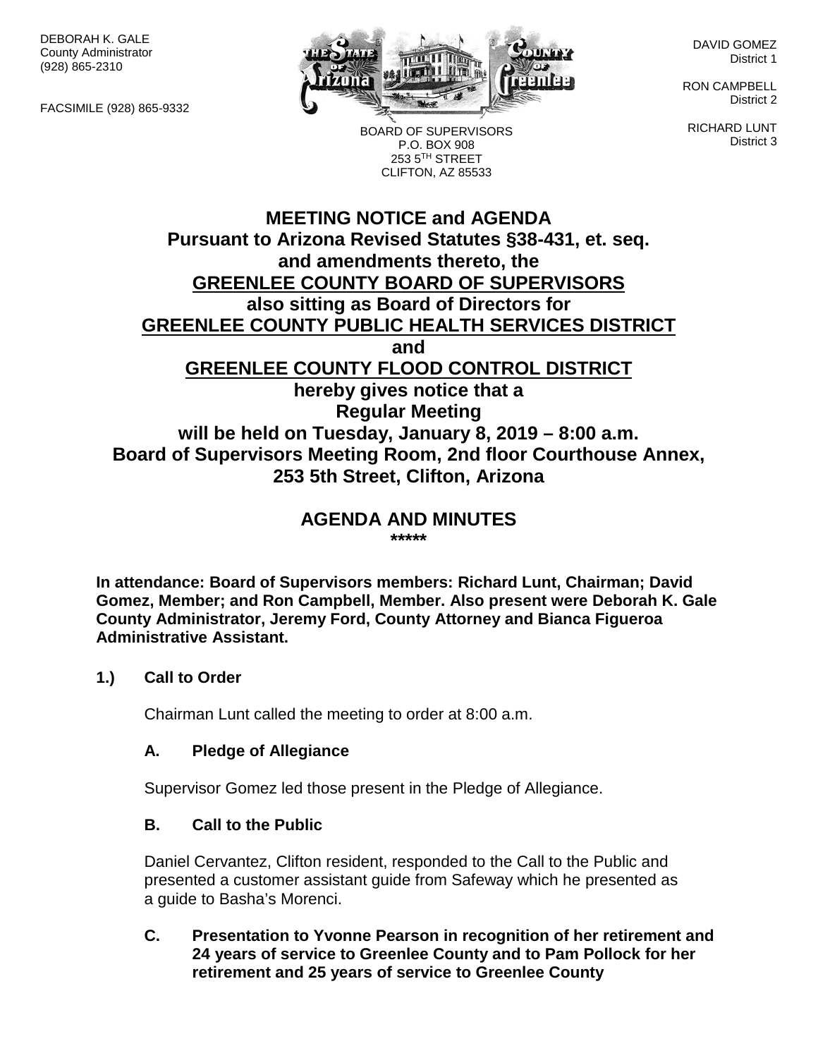DEBORAH K. GALE
County Administrator
(928) 865-2310

FACSIMILE (928) 865-9332

BOARD OF SUPERVISORS
P.O. BOX 908
253 5TH STREET
CLIFTON, AZ 85533

DAVID GOMEZ
District 1

RON CAMPBELL
District 2

RICHARD LUNT
District 3

# MEETING NOTICE and AGENDA
## Pursuant to Arizona Revised Statutes §38-431, et. seq. and amendments thereto, the GREENLEE COUNTY BOARD OF SUPERVISORS also sitting as Board of Directors for GREENLEE COUNTY PUBLIC HEALTH SERVICES DISTRICT and GREENLEE COUNTY FLOOD CONTROL DISTRICT hereby gives notice that a Regular Meeting will be held on Tuesday, January 8, 2019 – 8:00 a.m. Board of Supervisors Meeting Room, 2nd floor Courthouse Annex, 253 5th Street, Clifton, Arizona

## AGENDA AND MINUTES
*****

**In attendance: Board of Supervisors members: Richard Lunt, Chairman; David Gomez, Member; and Ron Campbell, Member. Also present were Deborah K. Gale County Administrator, Jeremy Ford, County Attorney and Bianca Figueroa Administrative Assistant.**

**1.) Call to Order**

Chairman Lunt called the meeting to order at 8:00 a.m.

**A. Pledge of Allegiance**

Supervisor Gomez led those present in the Pledge of Allegiance.

**B. Call to the Public**

Daniel Cervantez, Clifton resident, responded to the Call to the Public and presented a customer assistant guide from Safeway which he presented as a guide to Basha's Morenci.

**C. Presentation to Yvonne Pearson in recognition of her retirement and 24 years of service to Greenlee County and to Pam Pollock for her retirement and 25 years of service to Greenlee County**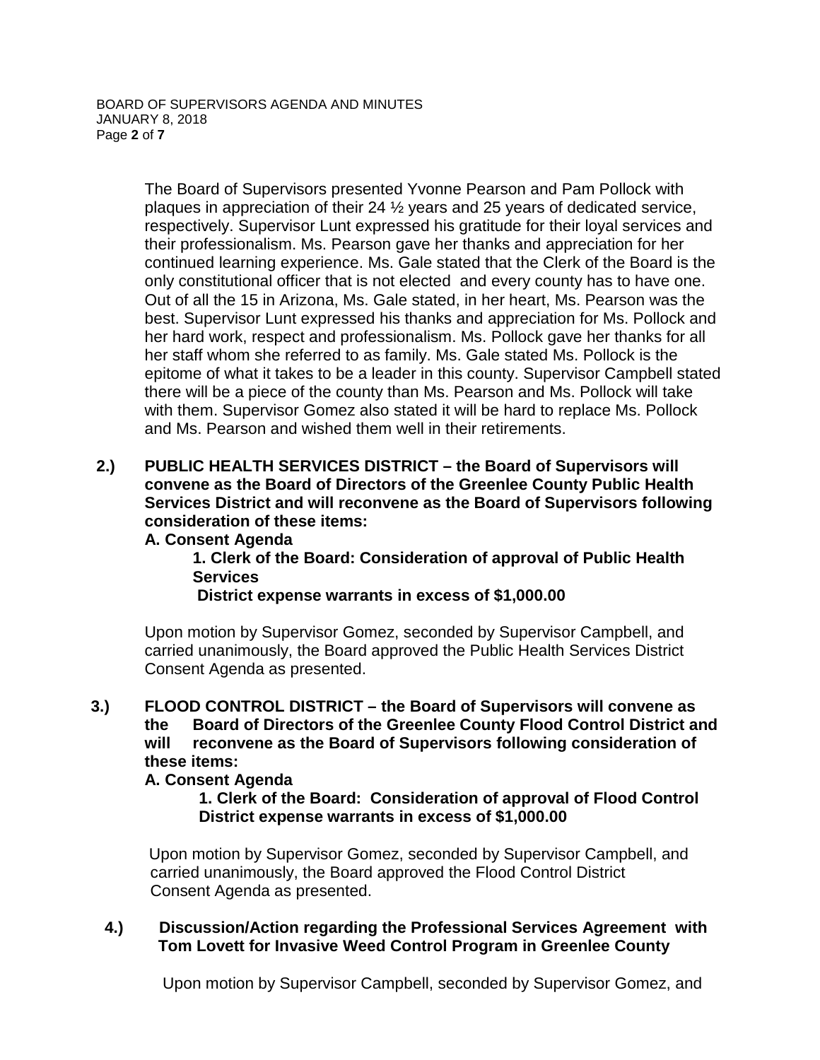The Board of Supervisors presented Yvonne Pearson and Pam Pollock with plaques in appreciation of their 24 ½ years and 25 years of dedicated service, respectively. Supervisor Lunt expressed his gratitude for their loyal services and their professionalism. Ms. Pearson gave her thanks and appreciation for her continued learning experience. Ms. Gale stated that the Clerk of the Board is the only constitutional officer that is not elected and every county has to have one. Out of all the 15 in Arizona, Ms. Gale stated, in her heart, Ms. Pearson was the best. Supervisor Lunt expressed his thanks and appreciation for Ms. Pollock and her hard work, respect and professionalism. Ms. Pollock gave her thanks for all her staff whom she referred to as family. Ms. Gale stated Ms. Pollock is the epitome of what it takes to be a leader in this county. Supervisor Campbell stated there will be a piece of the county than Ms. Pearson and Ms. Pollock will take with them. Supervisor Gomez also stated it will be hard to replace Ms. Pollock and Ms. Pearson and wished them well in their retirements.

**2.) PUBLIC HEALTH SERVICES DISTRICT – the Board of Supervisors will convene as the Board of Directors of the Greenlee County Public Health Services District and will reconvene as the Board of Supervisors following consideration of these items:**

**A. Consent Agenda**

**1. Clerk of the Board: Consideration of approval of Public Health Services District expense warrants in excess of $1,000.00**

Upon motion by Supervisor Gomez, seconded by Supervisor Campbell, and carried unanimously, the Board approved the Public Health Services District Consent Agenda as presented.

**3.) FLOOD CONTROL DISTRICT – the Board of Supervisors will convene as the Board of Directors of the Greenlee County Flood Control District and will reconvene as the Board of Supervisors following consideration of these items:**

**A. Consent Agenda**

**1. Clerk of the Board: Consideration of approval of Flood Control District expense warrants in excess of $1,000.00**

Upon motion by Supervisor Gomez, seconded by Supervisor Campbell, and carried unanimously, the Board approved the Flood Control District Consent Agenda as presented.

**4.) Discussion/Action regarding the Professional Services Agreement with Tom Lovett for Invasive Weed Control Program in Greenlee County**

Upon motion by Supervisor Campbell, seconded by Supervisor Gomez, and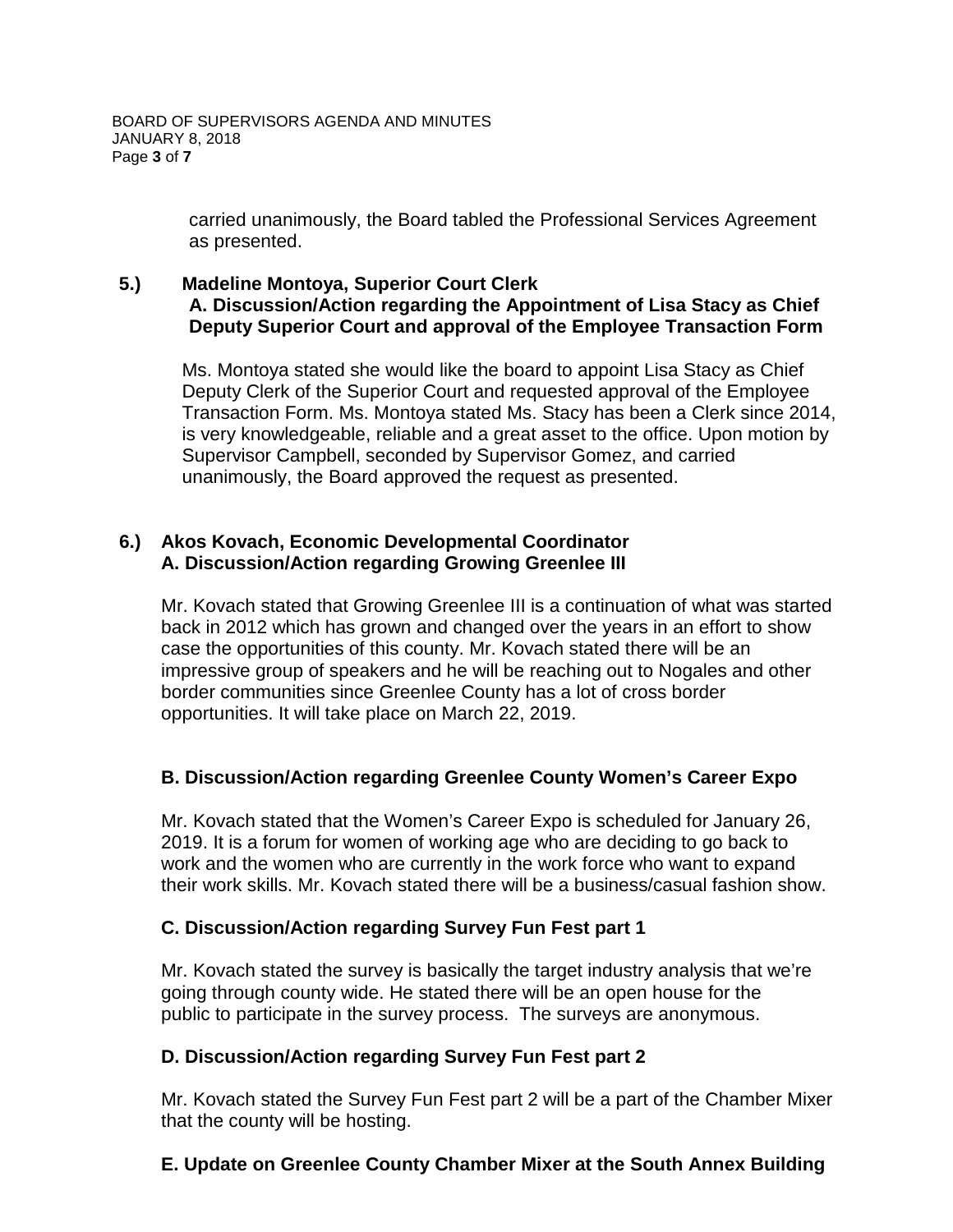carried unanimously, the Board tabled the Professional Services Agreement as presented.

**5.) Madeline Montoya, Superior Court Clerk**
**A. Discussion/Action regarding the Appointment of Lisa Stacy as Chief Deputy Superior Court and approval of the Employee Transaction Form**

Ms. Montoya stated she would like the board to appoint Lisa Stacy as Chief Deputy Clerk of the Superior Court and requested approval of the Employee Transaction Form. Ms. Montoya stated Ms. Stacy has been a Clerk since 2014, is very knowledgeable, reliable and a great asset to the office. Upon motion by Supervisor Campbell, seconded by Supervisor Gomez, and carried unanimously, the Board approved the request as presented.

**6.) Akos Kovach, Economic Developmental Coordinator**
**A. Discussion/Action regarding Growing Greenlee III**

Mr. Kovach stated that Growing Greenlee III is a continuation of what was started back in 2012 which has grown and changed over the years in an effort to show case the opportunities of this county. Mr. Kovach stated there will be an impressive group of speakers and he will be reaching out to Nogales and other border communities since Greenlee County has a lot of cross border opportunities. It will take place on March 22, 2019.

**B. Discussion/Action regarding Greenlee County Women's Career Expo**

Mr. Kovach stated that the Women's Career Expo is scheduled for January 26, 2019. It is a forum for women of working age who are deciding to go back to work and the women who are currently in the work force who want to expand their work skills. Mr. Kovach stated there will be a business/casual fashion show.

**C. Discussion/Action regarding Survey Fun Fest part 1**

Mr. Kovach stated the survey is basically the target industry analysis that we're going through county wide. He stated there will be an open house for the public to participate in the survey process. The surveys are anonymous.

**D. Discussion/Action regarding Survey Fun Fest part 2**

Mr. Kovach stated the Survey Fun Fest part 2 will be a part of the Chamber Mixer that the county will be hosting.

**E. Update on Greenlee County Chamber Mixer at the South Annex Building**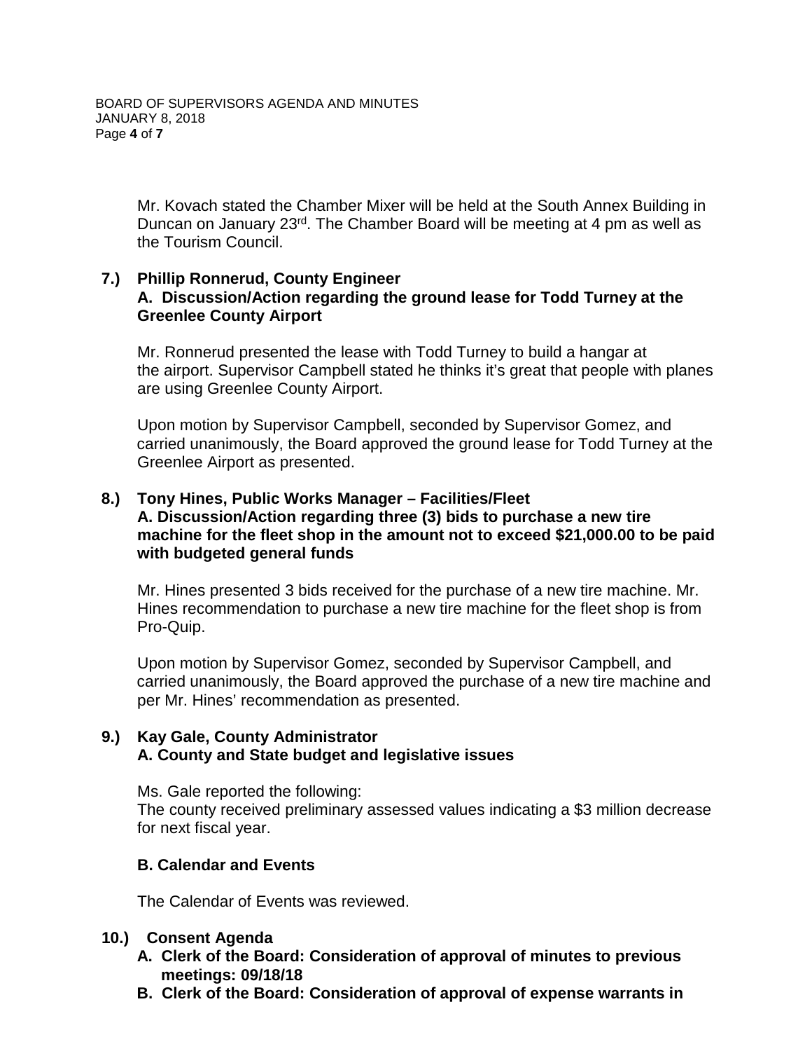Mr. Kovach stated the Chamber Mixer will be held at the South Annex Building in Duncan on January 23rd. The Chamber Board will be meeting at 4 pm as well as the Tourism Council.

**7.) Phillip Ronnerud, County Engineer**
**A. Discussion/Action regarding the ground lease for Todd Turney at the Greenlee County Airport**

Mr. Ronnerud presented the lease with Todd Turney to build a hangar at the airport. Supervisor Campbell stated he thinks it's great that people with planes are using Greenlee County Airport.

Upon motion by Supervisor Campbell, seconded by Supervisor Gomez, and carried unanimously, the Board approved the ground lease for Todd Turney at the Greenlee Airport as presented.

**8.) Tony Hines, Public Works Manager – Facilities/Fleet**
**A. Discussion/Action regarding three (3) bids to purchase a new tire machine for the fleet shop in the amount not to exceed $21,000.00 to be paid with budgeted general funds**

Mr. Hines presented 3 bids received for the purchase of a new tire machine. Mr. Hines recommendation to purchase a new tire machine for the fleet shop is from Pro-Quip.

Upon motion by Supervisor Gomez, seconded by Supervisor Campbell, and carried unanimously, the Board approved the purchase of a new tire machine and per Mr. Hines' recommendation as presented.

**9.) Kay Gale, County Administrator**
**A. County and State budget and legislative issues**

Ms. Gale reported the following:
The county received preliminary assessed values indicating a $3 million decrease for next fiscal year.

**B. Calendar and Events**

The Calendar of Events was reviewed.

**10.) Consent Agenda**

**A. Clerk of the Board: Consideration of approval of minutes to previous meetings: 09/18/18**
**B. Clerk of the Board: Consideration of approval of expense warrants in**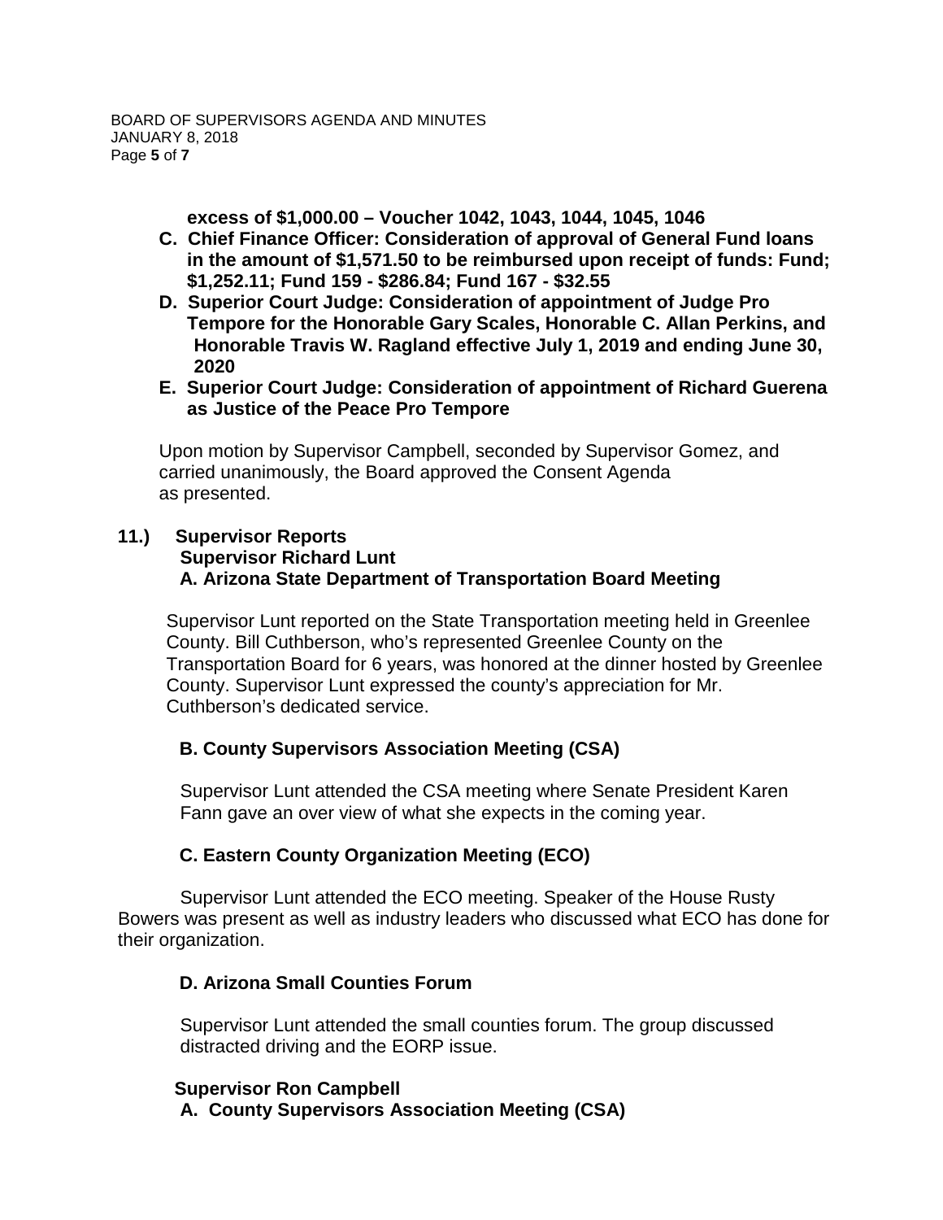**excess of $1,000.00 – Voucher 1042, 1043, 1044, 1045, 1046**

**C. Chief Finance Officer: Consideration of approval of General Fund loans in the amount of $1,571.50 to be reimbursed upon receipt of funds: Fund; $1,252.11; Fund 159 - $286.84; Fund 167 - $32.55**

**D. Superior Court Judge: Consideration of appointment of Judge Pro Tempore for the Honorable Gary Scales, Honorable C. Allan Perkins, and Honorable Travis W. Ragland effective July 1, 2019 and ending June 30, 2020**

**E. Superior Court Judge: Consideration of appointment of Richard Guerena as Justice of the Peace Pro Tempore**

Upon motion by Supervisor Campbell, seconded by Supervisor Gomez, and carried unanimously, the Board approved the Consent Agenda as presented.

**11.) Supervisor Reports**

**Supervisor Richard Lunt**

**A. Arizona State Department of Transportation Board Meeting**

Supervisor Lunt reported on the State Transportation meeting held in Greenlee County. Bill Cuthberson, who's represented Greenlee County on the Transportation Board for 6 years, was honored at the dinner hosted by Greenlee County. Supervisor Lunt expressed the county's appreciation for Mr. Cuthberson's dedicated service.

**B. County Supervisors Association Meeting (CSA)**

Supervisor Lunt attended the CSA meeting where Senate President Karen Fann gave an over view of what she expects in the coming year.

**C. Eastern County Organization Meeting (ECO)**

Supervisor Lunt attended the ECO meeting. Speaker of the House Rusty Bowers was present as well as industry leaders who discussed what ECO has done for their organization.

**D. Arizona Small Counties Forum**

Supervisor Lunt attended the small counties forum. The group discussed distracted driving and the EORP issue.

**Supervisor Ron Campbell**

**A. County Supervisors Association Meeting (CSA)**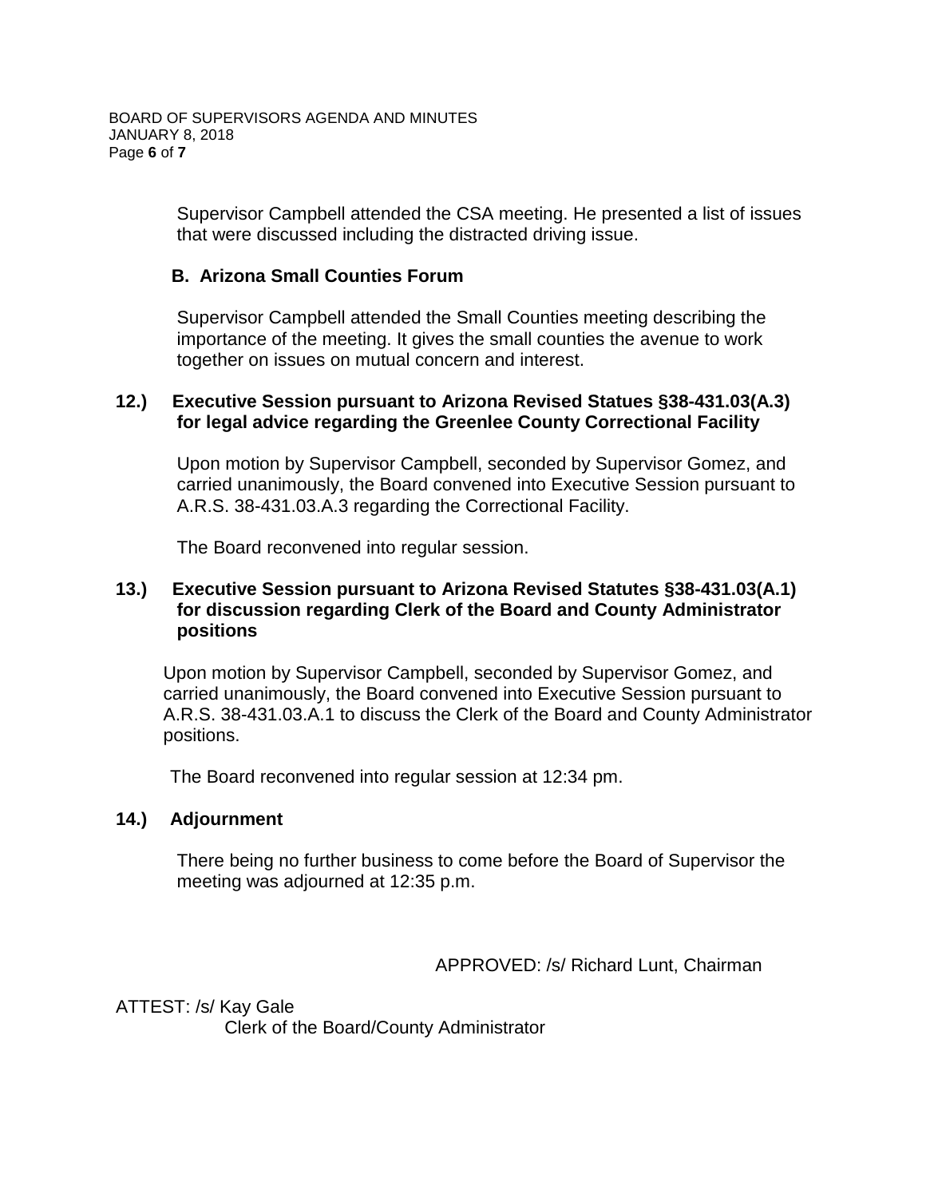Supervisor Campbell attended the CSA meeting. He presented a list of issues that were discussed including the distracted driving issue.

**B. Arizona Small Counties Forum**

Supervisor Campbell attended the Small Counties meeting describing the importance of the meeting. It gives the small counties the avenue to work together on issues on mutual concern and interest.

**12.) Executive Session pursuant to Arizona Revised Statues §38-431.03(A.3) for legal advice regarding the Greenlee County Correctional Facility**

Upon motion by Supervisor Campbell, seconded by Supervisor Gomez, and carried unanimously, the Board convened into Executive Session pursuant to A.R.S. 38-431.03.A.3 regarding the Correctional Facility.

The Board reconvened into regular session.

**13.) Executive Session pursuant to Arizona Revised Statues §38-431.03(A.1) for discussion regarding Clerk of the Board and County Administrator positions**

Upon motion by Supervisor Campbell, seconded by Supervisor Gomez, and carried unanimously, the Board convened into Executive Session pursuant to A.R.S. 38-431.03.A.1 to discuss the Clerk of the Board and County Administrator positions.

The Board reconvened into regular session at 12:34 pm.

**14.) Adjournment**

There being no further business to come before the Board of Supervisor the meeting was adjourned at 12:35 p.m.

APPROVED: /s/ Richard Lunt, Chairman

ATTEST: /s/ Kay Gale
Clerk of the Board/County Administrator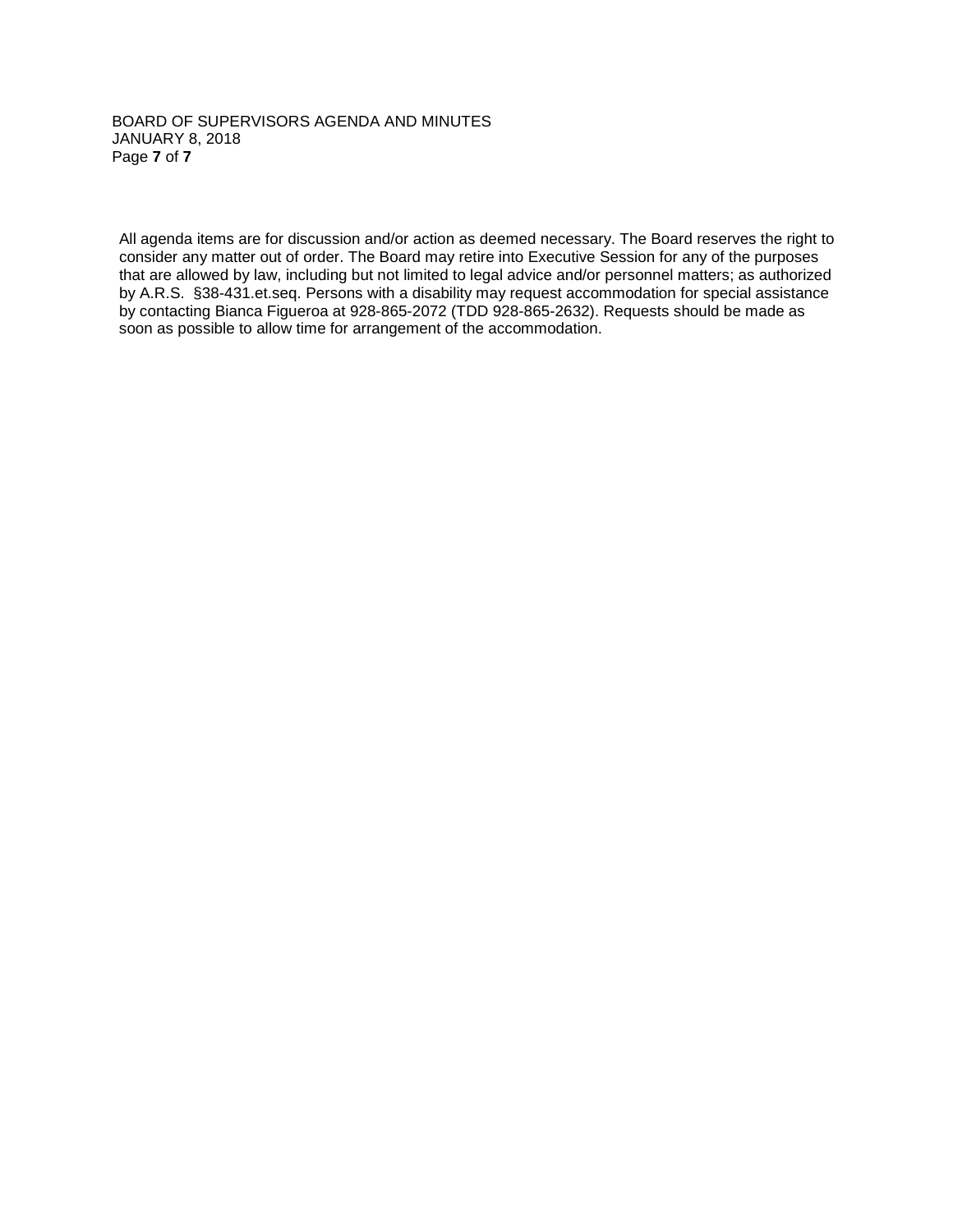All agenda items are for discussion and/or action as deemed necessary. The Board reserves the right to consider any matter out of order. The Board may retire into Executive Session for any of the purposes that are allowed by law, including but not limited to legal advice and/or personnel matters; as authorized by A.R.S. §38-431.et.seq. Persons with a disability may request accommodation for special assistance by contacting Bianca Figueroa at 928-865-2072 (TDD 928-865-2632). Requests should be made as soon as possible to allow time for arrangement of the accommodation.